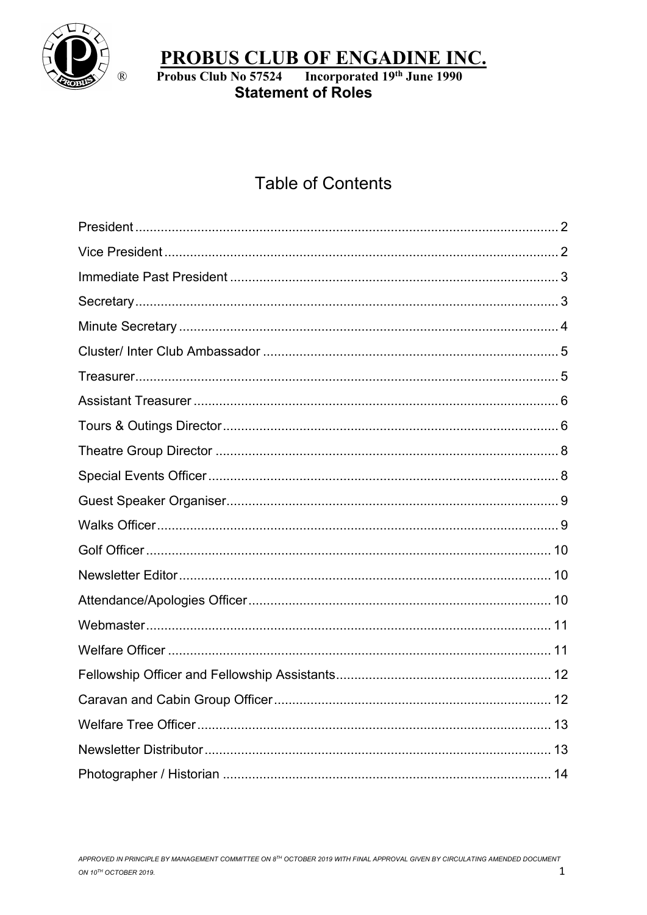# PROBUS CLUB OF ENGADINE INC.

®  **Probus Club No 57524   Incorporated 19th June 1990**

**Statement of Roles**

## Table of Contents

| Section | Page |
|---|---|
| President | 2 |
| Vice President | 2 |
| Immediate Past President | 3 |
| Secretary | 3 |
| Minute Secretary | 4 |
| Cluster/ Inter Club Ambassador | 5 |
| Treasurer | 5 |
| Assistant Treasurer | 6 |
| Tours & Outings Director | 6 |
| Theatre Group Director | 8 |
| Special Events Officer | 8 |
| Guest Speaker Organiser | 9 |
| Walks Officer | 9 |
| Golf Officer | 10 |
| Newsletter Editor | 10 |
| Attendance/Apologies Officer | 10 |
| Webmaster | 11 |
| Welfare Officer | 11 |
| Fellowship Officer and Fellowship Assistants | 12 |
| Caravan and Cabin Group Officer | 12 |
| Welfare Tree Officer | 13 |
| Newsletter Distributor | 13 |
| Photographer / Historian | 14 |

*APPROVED IN PRINCIPLE BY MANAGEMENT COMMITTEE ON 8TH OCTOBER 2019 WITH FINAL APPROVAL GIVEN BY CIRCULATING AMENDED DOCUMENT ON 10TH OCTOBER 2019.*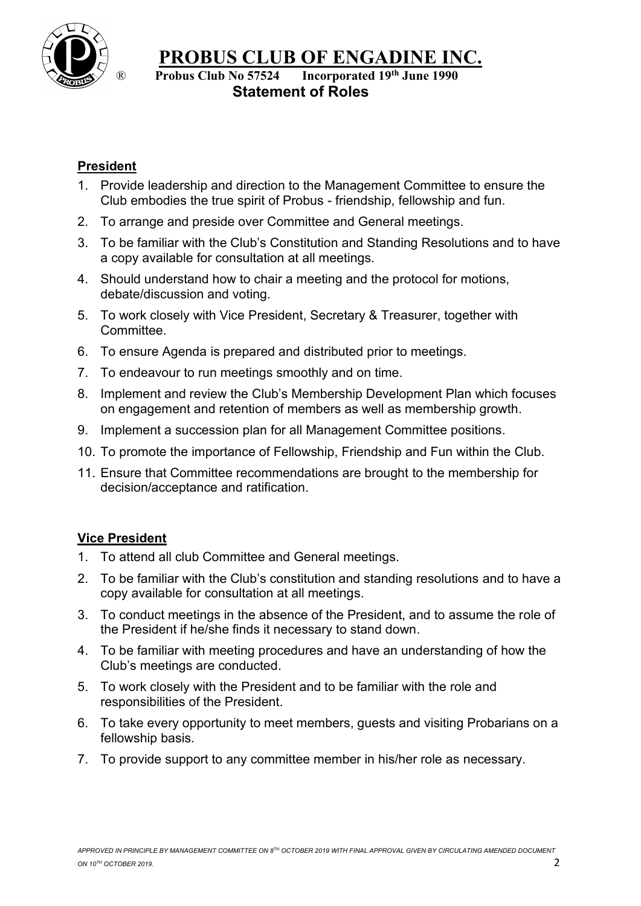# PROBUS CLUB OF ENGADINE INC.

**Probus Club No 57524 Incorporated 19th June 1990**

## Statement of Roles

### President

1. Provide leadership and direction to the Management Committee to ensure the Club embodies the true spirit of Probus - friendship, fellowship and fun.
2. To arrange and preside over Committee and General meetings.
3. To be familiar with the Club's Constitution and Standing Resolutions and to have a copy available for consultation at all meetings.
4. Should understand how to chair a meeting and the protocol for motions, debate/discussion and voting.
5. To work closely with Vice President, Secretary & Treasurer, together with Committee.
6. To ensure Agenda is prepared and distributed prior to meetings.
7. To endeavour to run meetings smoothly and on time.
8. Implement and review the Club's Membership Development Plan which focuses on engagement and retention of members as well as membership growth.
9. Implement a succession plan for all Management Committee positions.
10. To promote the importance of Fellowship, Friendship and Fun within the Club.
11. Ensure that Committee recommendations are brought to the membership for decision/acceptance and ratification.

### Vice President

1. To attend all club Committee and General meetings.
2. To be familiar with the Club's constitution and standing resolutions and to have a copy available for consultation at all meetings.
3. To conduct meetings in the absence of the President, and to assume the role of the President if he/she finds it necessary to stand down.
4. To be familiar with meeting procedures and have an understanding of how the Club's meetings are conducted.
5. To work closely with the President and to be familiar with the role and responsibilities of the President.
6. To take every opportunity to meet members, guests and visiting Probarians on a fellowship basis.
7. To provide support to any committee member in his/her role as necessary.

*APPROVED IN PRINCIPLE BY MANAGEMENT COMMITTEE ON 8TH OCTOBER 2019 WITH FINAL APPROVAL GIVEN BY CIRCULATING AMENDED DOCUMENT ON 10TH OCTOBER 2019.*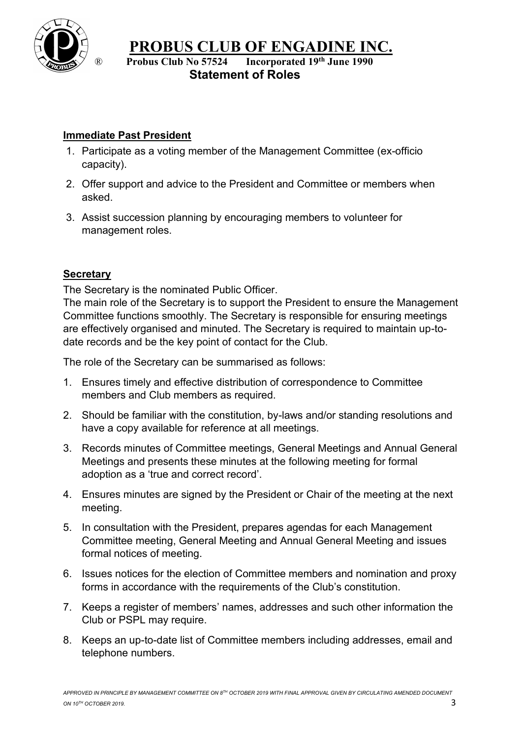## Immediate Past President

1. Participate as a voting member of the Management Committee (ex-officio capacity).
2. Offer support and advice to the President and Committee or members when asked.
3. Assist succession planning by encouraging members to volunteer for management roles.

## Secretary

The Secretary is the nominated Public Officer.

The main role of the Secretary is to support the President to ensure the Management Committee functions smoothly. The Secretary is responsible for ensuring meetings are effectively organised and minuted. The Secretary is required to maintain up-to-date records and be the key point of contact for the Club.

The role of the Secretary can be summarised as follows:

1. Ensures timely and effective distribution of correspondence to Committee members and Club members as required.
2. Should be familiar with the constitution, by-laws and/or standing resolutions and have a copy available for reference at all meetings.
3. Records minutes of Committee meetings, General Meetings and Annual General Meetings and presents these minutes at the following meeting for formal adoption as a 'true and correct record'.
4. Ensures minutes are signed by the President or Chair of the meeting at the next meeting.
5. In consultation with the President, prepares agendas for each Management Committee meeting, General Meeting and Annual General Meeting and issues formal notices of meeting.
6. Issues notices for the election of Committee members and nomination and proxy forms in accordance with the requirements of the Club's constitution.
7. Keeps a register of members' names, addresses and such other information the Club or PSPL may require.
8. Keeps an up-to-date list of Committee members including addresses, email and telephone numbers.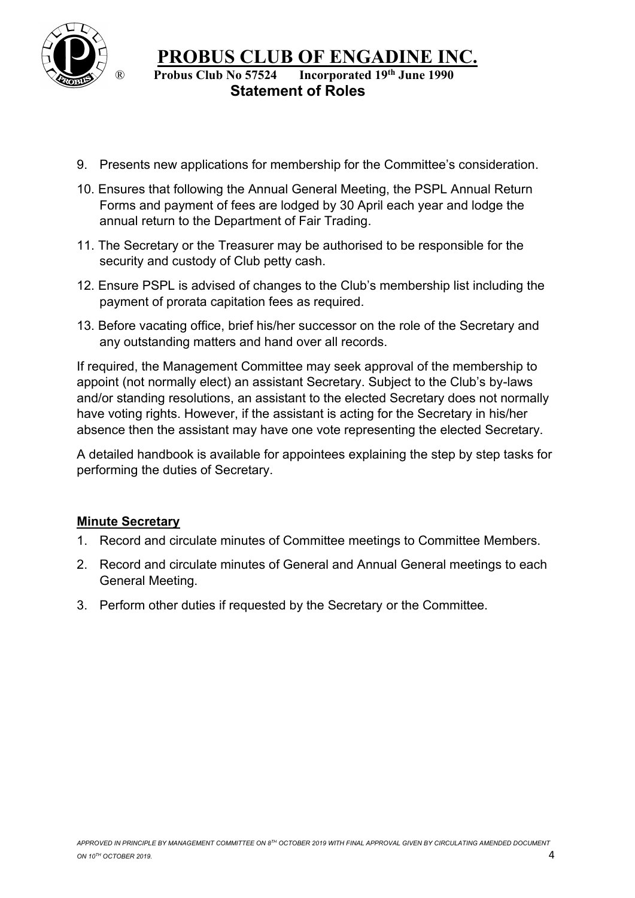9. Presents new applications for membership for the Committee's consideration.
10. Ensures that following the Annual General Meeting, the PSPL Annual Return Forms and payment of fees are lodged by 30 April each year and lodge the annual return to the Department of Fair Trading.
11. The Secretary or the Treasurer may be authorised to be responsible for the security and custody of Club petty cash.
12. Ensure PSPL is advised of changes to the Club's membership list including the payment of prorata capitation fees as required.
13. Before vacating office, brief his/her successor on the role of the Secretary and any outstanding matters and hand over all records.

If required, the Management Committee may seek approval of the membership to appoint (not normally elect) an assistant Secretary. Subject to the Club's by-laws and/or standing resolutions, an assistant to the elected Secretary does not normally have voting rights. However, if the assistant is acting for the Secretary in his/her absence then the assistant may have one vote representing the elected Secretary.

A detailed handbook is available for appointees explaining the step by step tasks for performing the duties of Secretary.

**Minute Secretary**

1. Record and circulate minutes of Committee meetings to Committee Members.
2. Record and circulate minutes of General and Annual General meetings to each General Meeting.
3. Perform other duties if requested by the Secretary or the Committee.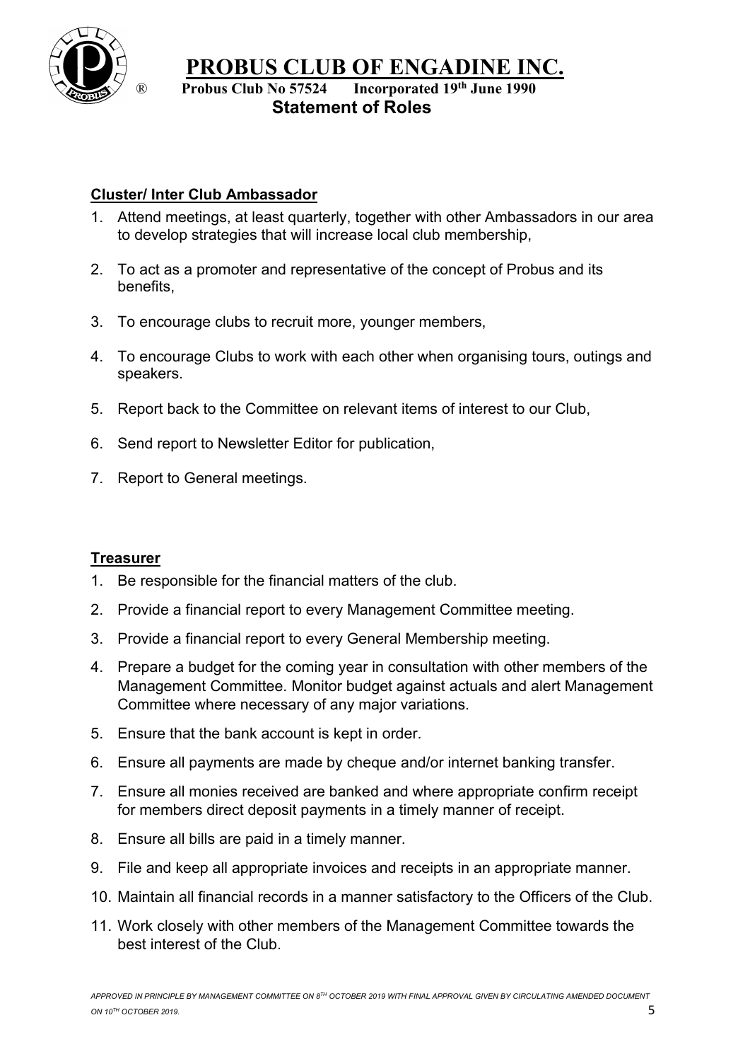# PROBUS CLUB OF ENGADINE INC.

® Probus Club No 57524 Incorporated 19th June 1990

## Statement of Roles

### Cluster/ Inter Club Ambassador

1. Attend meetings, at least quarterly, together with other Ambassadors in our area to develop strategies that will increase local club membership,
2. To act as a promoter and representative of the concept of Probus and its benefits,
3. To encourage clubs to recruit more, younger members,
4. To encourage Clubs to work with each other when organising tours, outings and speakers.
5. Report back to the Committee on relevant items of interest to our Club,
6. Send report to Newsletter Editor for publication,
7. Report to General meetings.

### Treasurer

1. Be responsible for the financial matters of the club.
2. Provide a financial report to every Management Committee meeting.
3. Provide a financial report to every General Membership meeting.
4. Prepare a budget for the coming year in consultation with other members of the Management Committee. Monitor budget against actuals and alert Management Committee where necessary of any major variations.
5. Ensure that the bank account is kept in order.
6. Ensure all payments are made by cheque and/or internet banking transfer.
7. Ensure all monies received are banked and where appropriate confirm receipt for members direct deposit payments in a timely manner of receipt.
8. Ensure all bills are paid in a timely manner.
9. File and keep all appropriate invoices and receipts in an appropriate manner.
10. Maintain all financial records in a manner satisfactory to the Officers of the Club.
11. Work closely with other members of the Management Committee towards the best interest of the Club.

*APPROVED IN PRINCIPLE BY MANAGEMENT COMMITTEE ON 8TH OCTOBER 2019 WITH FINAL APPROVAL GIVEN BY CIRCULATING AMENDED DOCUMENT ON 10TH OCTOBER 2019.*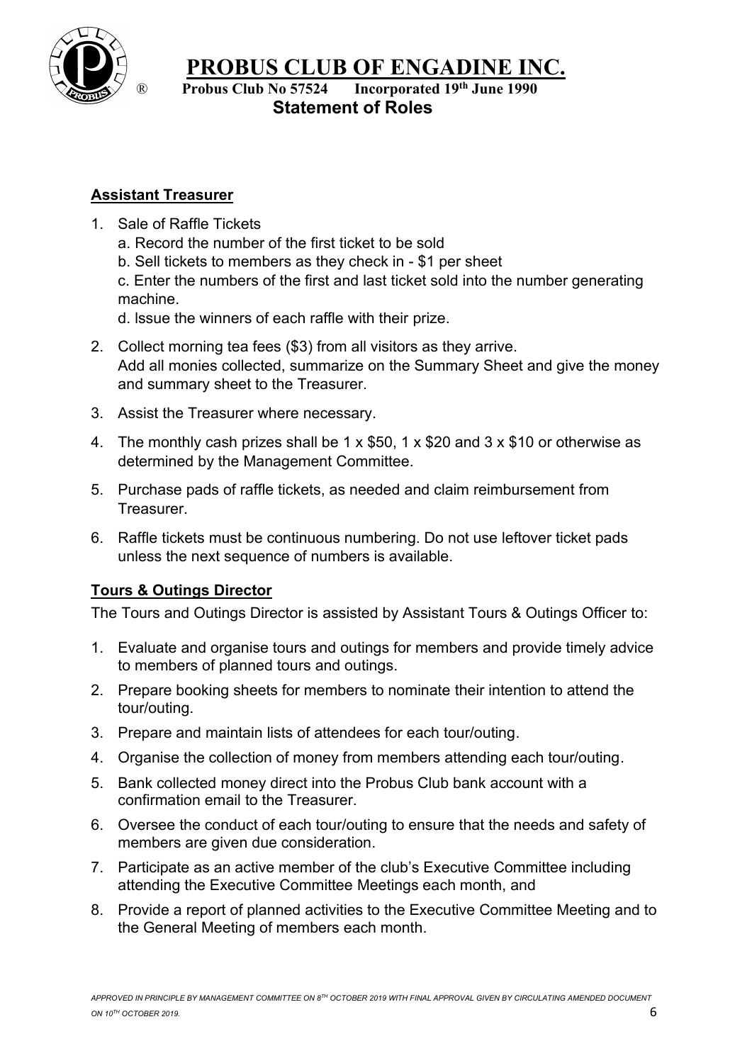# PROBUS CLUB OF ENGADINE INC.

**Probus Club No 57524 Incorporated 19th June 1990**

## Statement of Roles

### Assistant Treasurer

1. Sale of Raffle Tickets
   a. Record the number of the first ticket to be sold
   b. Sell tickets to members as they check in - $1 per sheet
   c. Enter the numbers of the first and last ticket sold into the number generating machine.
   d. Issue the winners of each raffle with their prize.
2. Collect morning tea fees ($3) from all visitors as they arrive.
   Add all monies collected, summarize on the Summary Sheet and give the money and summary sheet to the Treasurer.
3. Assist the Treasurer where necessary.
4. The monthly cash prizes shall be 1 x $50, 1 x $20 and 3 x $10 or otherwise as determined by the Management Committee.
5. Purchase pads of raffle tickets, as needed and claim reimbursement from Treasurer.
6. Raffle tickets must be continuous numbering. Do not use leftover ticket pads unless the next sequence of numbers is available.

### Tours & Outings Director

The Tours and Outings Director is assisted by Assistant Tours & Outings Officer to:

1. Evaluate and organise tours and outings for members and provide timely advice to members of planned tours and outings.
2. Prepare booking sheets for members to nominate their intention to attend the tour/outing.
3. Prepare and maintain lists of attendees for each tour/outing.
4. Organise the collection of money from members attending each tour/outing.
5. Bank collected money direct into the Probus Club bank account with a confirmation email to the Treasurer.
6. Oversee the conduct of each tour/outing to ensure that the needs and safety of members are given due consideration.
7. Participate as an active member of the club's Executive Committee including attending the Executive Committee Meetings each month, and
8. Provide a report of planned activities to the Executive Committee Meeting and to the General Meeting of members each month.

*APPROVED IN PRINCIPLE BY MANAGEMENT COMMITTEE ON 8TH OCTOBER 2019 WITH FINAL APPROVAL GIVEN BY CIRCULATING AMENDED DOCUMENT ON 10TH OCTOBER 2019.*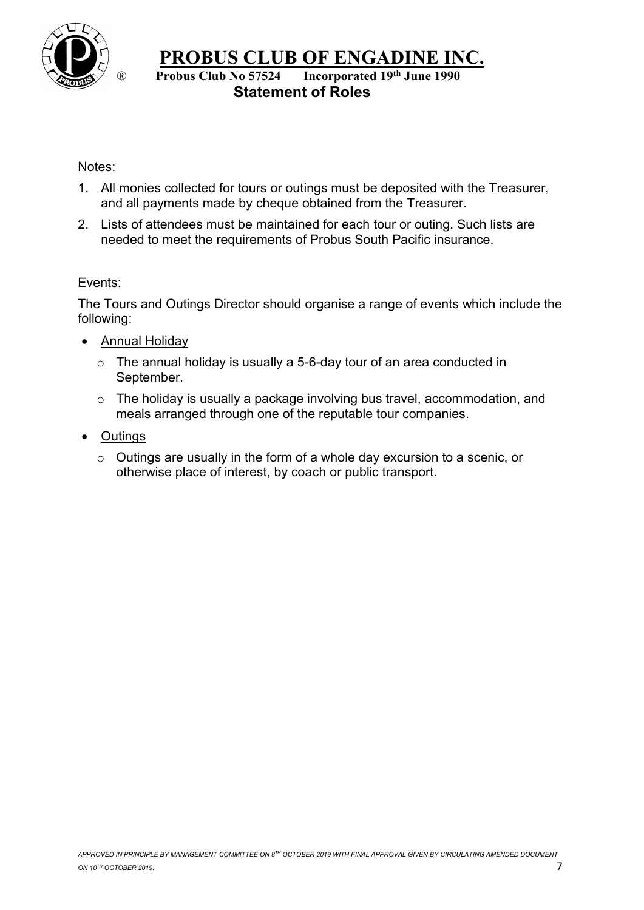Notes:

1. All monies collected for tours or outings must be deposited with the Treasurer, and all payments made by cheque obtained from the Treasurer.
2. Lists of attendees must be maintained for each tour or outing. Such lists are needed to meet the requirements of Probus South Pacific insurance.

Events:

The Tours and Outings Director should organise a range of events which include the following:

- Annual Holiday
  - The annual holiday is usually a 5-6-day tour of an area conducted in September.
  - The holiday is usually a package involving bus travel, accommodation, and meals arranged through one of the reputable tour companies.
- Outings
  - Outings are usually in the form of a whole day excursion to a scenic, or otherwise place of interest, by coach or public transport.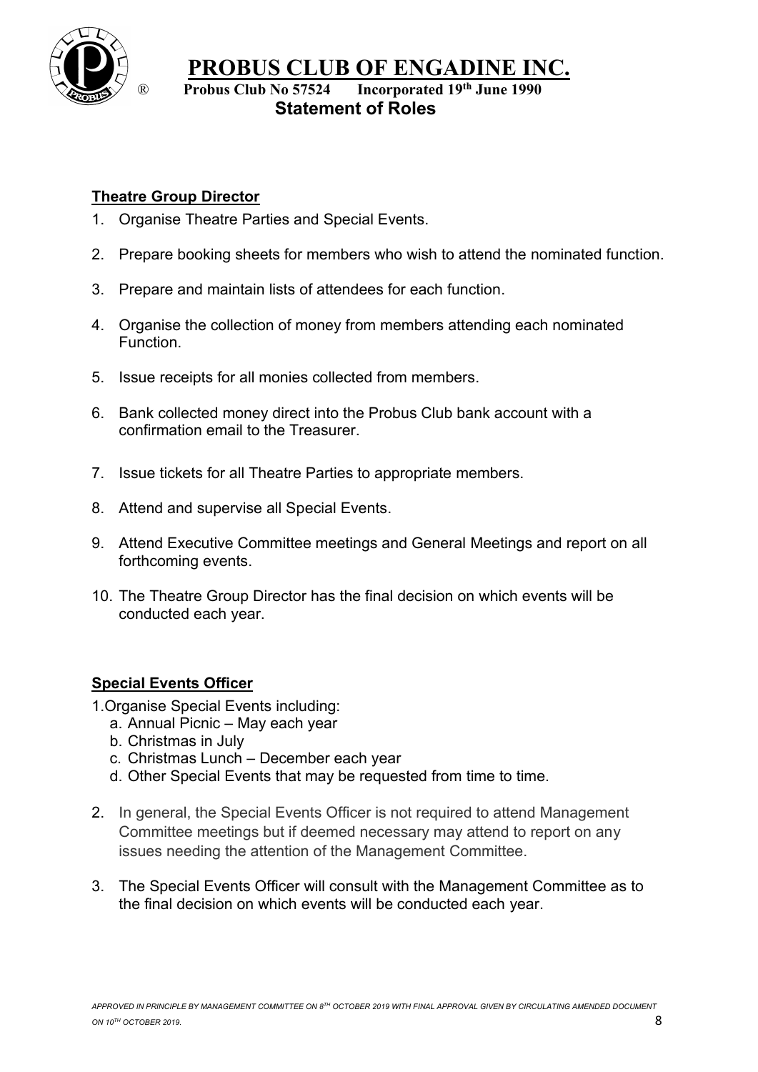# PROBUS CLUB OF ENGADINE INC.

**Probus Club No 57524 Incorporated 19th June 1990**

## Statement of Roles

### Theatre Group Director

1. Organise Theatre Parties and Special Events.
2. Prepare booking sheets for members who wish to attend the nominated function.
3. Prepare and maintain lists of attendees for each function.
4. Organise the collection of money from members attending each nominated Function.
5. Issue receipts for all monies collected from members.
6. Bank collected money direct into the Probus Club bank account with a confirmation email to the Treasurer.
7. Issue tickets for all Theatre Parties to appropriate members.
8. Attend and supervise all Special Events.
9. Attend Executive Committee meetings and General Meetings and report on all forthcoming events.
10. The Theatre Group Director has the final decision on which events will be conducted each year.

### Special Events Officer

1. Organise Special Events including:
   a. Annual Picnic – May each year
   b. Christmas in July
   c. Christmas Lunch – December each year
   d. Other Special Events that may be requested from time to time.
2. In general, the Special Events Officer is not required to attend Management Committee meetings but if deemed necessary may attend to report on any issues needing the attention of the Management Committee.
3. The Special Events Officer will consult with the Management Committee as to the final decision on which events will be conducted each year.

*APPROVED IN PRINCIPLE BY MANAGEMENT COMMITTEE ON 8TH OCTOBER 2019 WITH FINAL APPROVAL GIVEN BY CIRCULATING AMENDED DOCUMENT ON 10TH OCTOBER 2019.*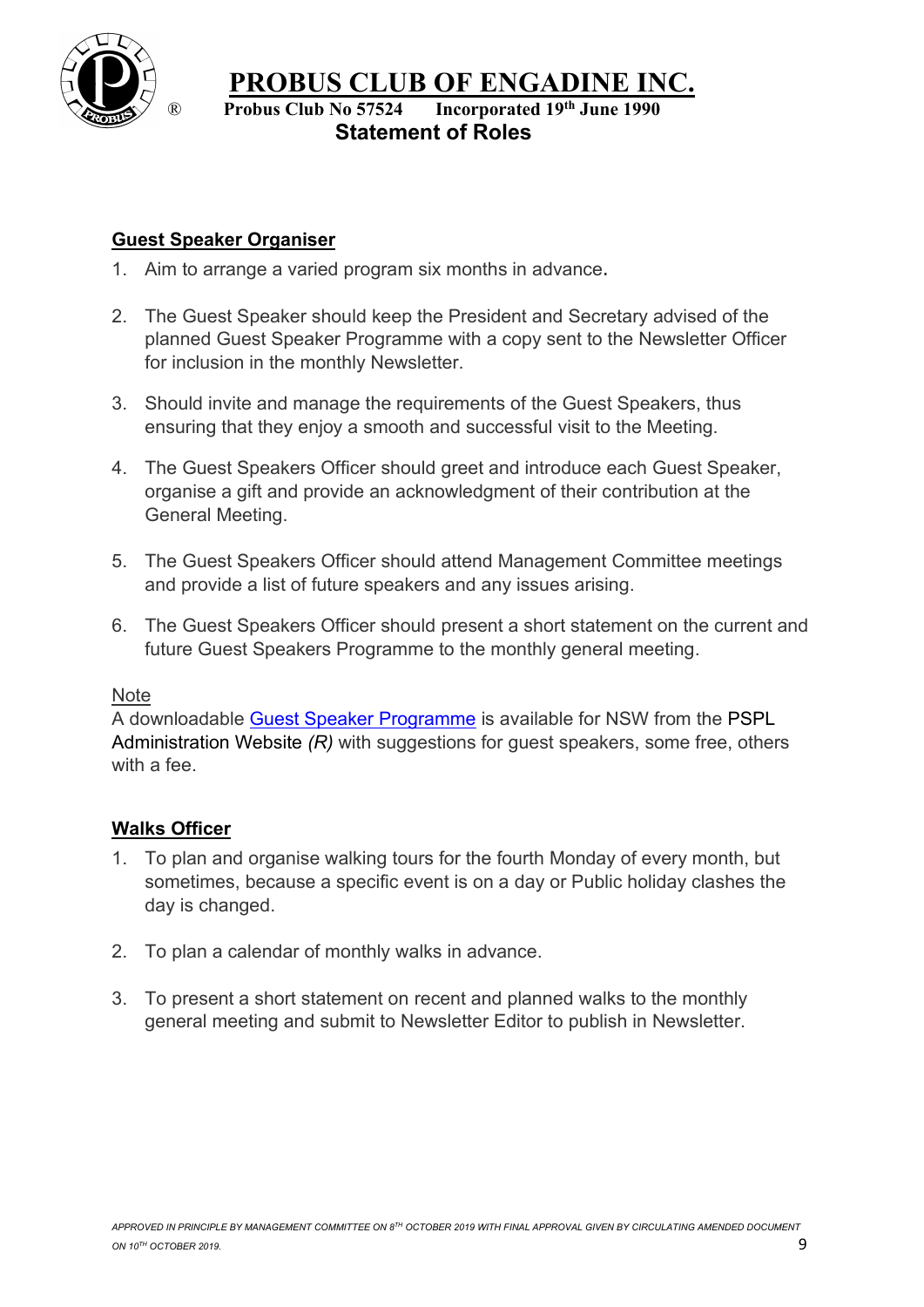# PROBUS CLUB OF ENGADINE INC.

**Probus Club No 57524 Incorporated 19th June 1990**

**Statement of Roles**

## Guest Speaker Organiser

1. Aim to arrange a varied program six months in advance.

2. The Guest Speaker should keep the President and Secretary advised of the planned Guest Speaker Programme with a copy sent to the Newsletter Officer for inclusion in the monthly Newsletter.

3. Should invite and manage the requirements of the Guest Speakers, thus ensuring that they enjoy a smooth and successful visit to the Meeting.

4. The Guest Speakers Officer should greet and introduce each Guest Speaker, organise a gift and provide an acknowledgment of their contribution at the General Meeting.

5. The Guest Speakers Officer should attend Management Committee meetings and provide a list of future speakers and any issues arising.

6. The Guest Speakers Officer should present a short statement on the current and future Guest Speakers Programme to the monthly general meeting.

Note

A downloadable Guest Speaker Programme is available for NSW from the PSPL Administration Website *(R)* with suggestions for guest speakers, some free, others with a fee.

## Walks Officer

1. To plan and organise walking tours for the fourth Monday of every month, but sometimes, because a specific event is on a day or Public holiday clashes the day is changed.

2. To plan a calendar of monthly walks in advance.

3. To present a short statement on recent and planned walks to the monthly general meeting and submit to Newsletter Editor to publish in Newsletter.

*APPROVED IN PRINCIPLE BY MANAGEMENT COMMITTEE ON 8TH OCTOBER 2019 WITH FINAL APPROVAL GIVEN BY CIRCULATING AMENDED DOCUMENT ON 10TH OCTOBER 2019.*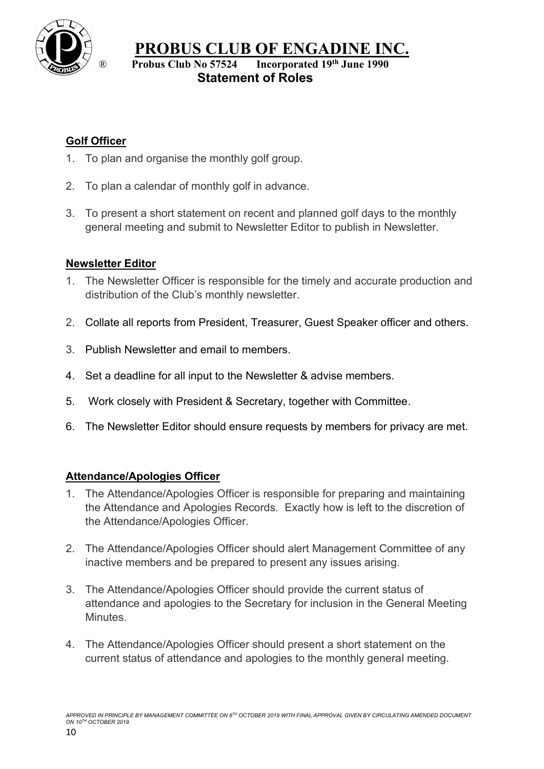# PROBUS CLUB OF ENGADINE INC.

**Probus Club No 57524 Incorporated 19th June 1990**

**Statement of Roles**

## Golf Officer

1. To plan and organise the monthly golf group.
2. To plan a calendar of monthly golf in advance.
3. To present a short statement on recent and planned golf days to the monthly general meeting and submit to Newsletter Editor to publish in Newsletter.

## Newsletter Editor

1. The Newsletter Officer is responsible for the timely and accurate production and distribution of the Club's monthly newsletter.
2. Collate all reports from President, Treasurer, Guest Speaker officer and others.
3. Publish Newsletter and email to members.
4. Set a deadline for all input to the Newsletter & advise members.
5. Work closely with President & Secretary, together with Committee.
6. The Newsletter Editor should ensure requests by members for privacy are met.

## Attendance/Apologies Officer

1. The Attendance/Apologies Officer is responsible for preparing and maintaining the Attendance and Apologies Records. Exactly how is left to the discretion of the Attendance/Apologies Officer.
2. The Attendance/Apologies Officer should alert Management Committee of any inactive members and be prepared to present any issues arising.
3. The Attendance/Apologies Officer should provide the current status of attendance and apologies to the Secretary for inclusion in the General Meeting Minutes.
4. The Attendance/Apologies Officer should present a short statement on the current status of attendance and apologies to the monthly general meeting.

*APPROVED IN PRINCIPLE BY MANAGEMENT COMMITTEE ON 8TH OCTOBER 2019 WITH FINAL APPROVAL GIVEN BY CIRCULATING AMENDED DOCUMENT ON 10TH OCTOBER 2019.*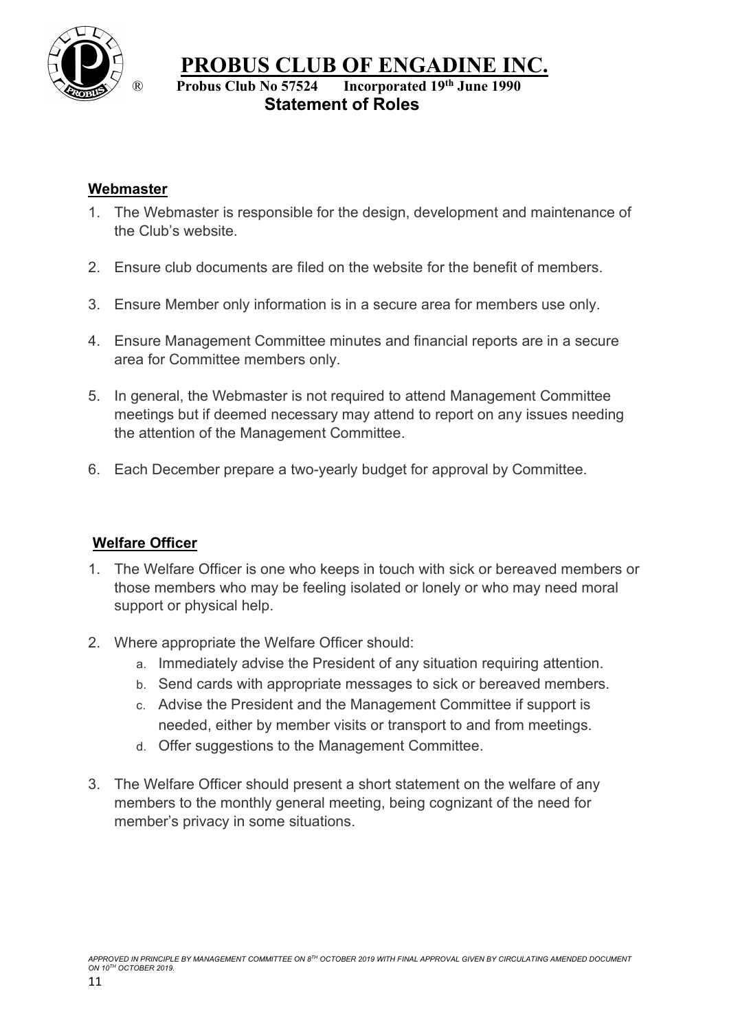## Webmaster

1. The Webmaster is responsible for the design, development and maintenance of the Club's website.

2. Ensure club documents are filed on the website for the benefit of members.

3. Ensure Member only information is in a secure area for members use only.

4. Ensure Management Committee minutes and financial reports are in a secure area for Committee members only.

5. In general, the Webmaster is not required to attend Management Committee meetings but if deemed necessary may attend to report on any issues needing the attention of the Management Committee.

6. Each December prepare a two-yearly budget for approval by Committee.

## Welfare Officer

1. The Welfare Officer is one who keeps in touch with sick or bereaved members or those members who may be feeling isolated or lonely or who may need moral support or physical help.

2. Where appropriate the Welfare Officer should:
   a. Immediately advise the President of any situation requiring attention.
   b. Send cards with appropriate messages to sick or bereaved members.
   c. Advise the President and the Management Committee if support is needed, either by member visits or transport to and from meetings.
   d. Offer suggestions to the Management Committee.

3. The Welfare Officer should present a short statement on the welfare of any members to the monthly general meeting, being cognizant of the need for member's privacy in some situations.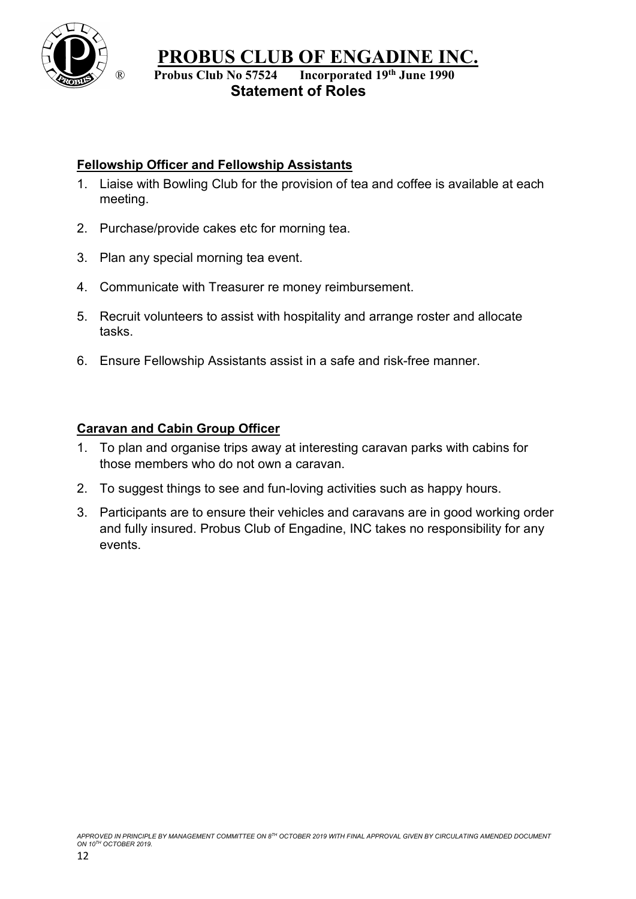## Fellowship Officer and Fellowship Assistants

1. Liaise with Bowling Club for the provision of tea and coffee is available at each meeting.
2. Purchase/provide cakes etc for morning tea.
3. Plan any special morning tea event.
4. Communicate with Treasurer re money reimbursement.
5. Recruit volunteers to assist with hospitality and arrange roster and allocate tasks.
6. Ensure Fellowship Assistants assist in a safe and risk-free manner.

## Caravan and Cabin Group Officer

1. To plan and organise trips away at interesting caravan parks with cabins for those members who do not own a caravan.
2. To suggest things to see and fun-loving activities such as happy hours.
3. Participants are to ensure their vehicles and caravans are in good working order and fully insured. Probus Club of Engadine, INC takes no responsibility for any events.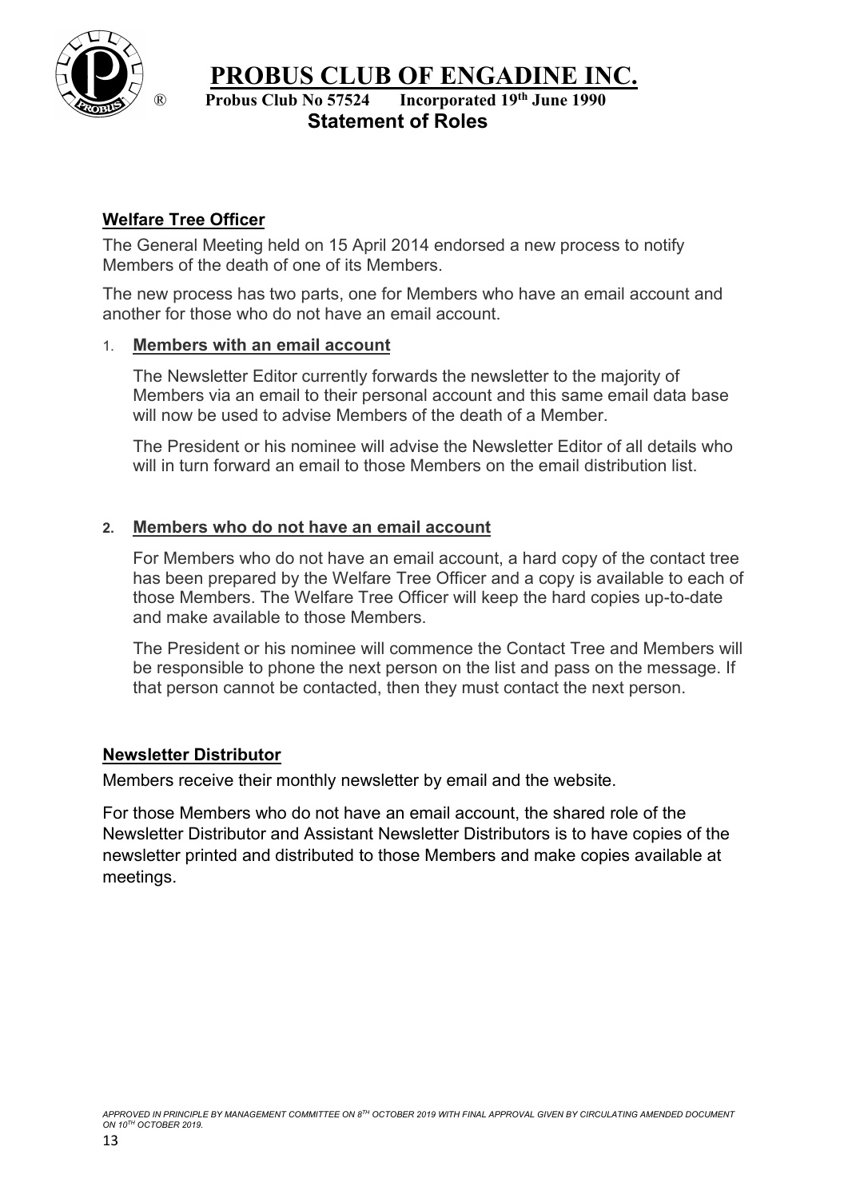## Welfare Tree Officer

The General Meeting held on 15 April 2014 endorsed a new process to notify Members of the death of one of its Members.

The new process has two parts, one for Members who have an email account and another for those who do not have an email account.

1. **Members with an email account**

   The Newsletter Editor currently forwards the newsletter to the majority of Members via an email to their personal account and this same email data base will now be used to advise Members of the death of a Member.

   The President or his nominee will advise the Newsletter Editor of all details who will in turn forward an email to those Members on the email distribution list.

2. **Members who do not have an email account**

   For Members who do not have an email account, a hard copy of the contact tree has been prepared by the Welfare Tree Officer and a copy is available to each of those Members. The Welfare Tree Officer will keep the hard copies up-to-date and make available to those Members.

   The President or his nominee will commence the Contact Tree and Members will be responsible to phone the next person on the list and pass on the message. If that person cannot be contacted, then they must contact the next person.

## Newsletter Distributor

Members receive their monthly newsletter by email and the website.

For those Members who do not have an email account, the shared role of the Newsletter Distributor and Assistant Newsletter Distributors is to have copies of the newsletter printed and distributed to those Members and make copies available at meetings.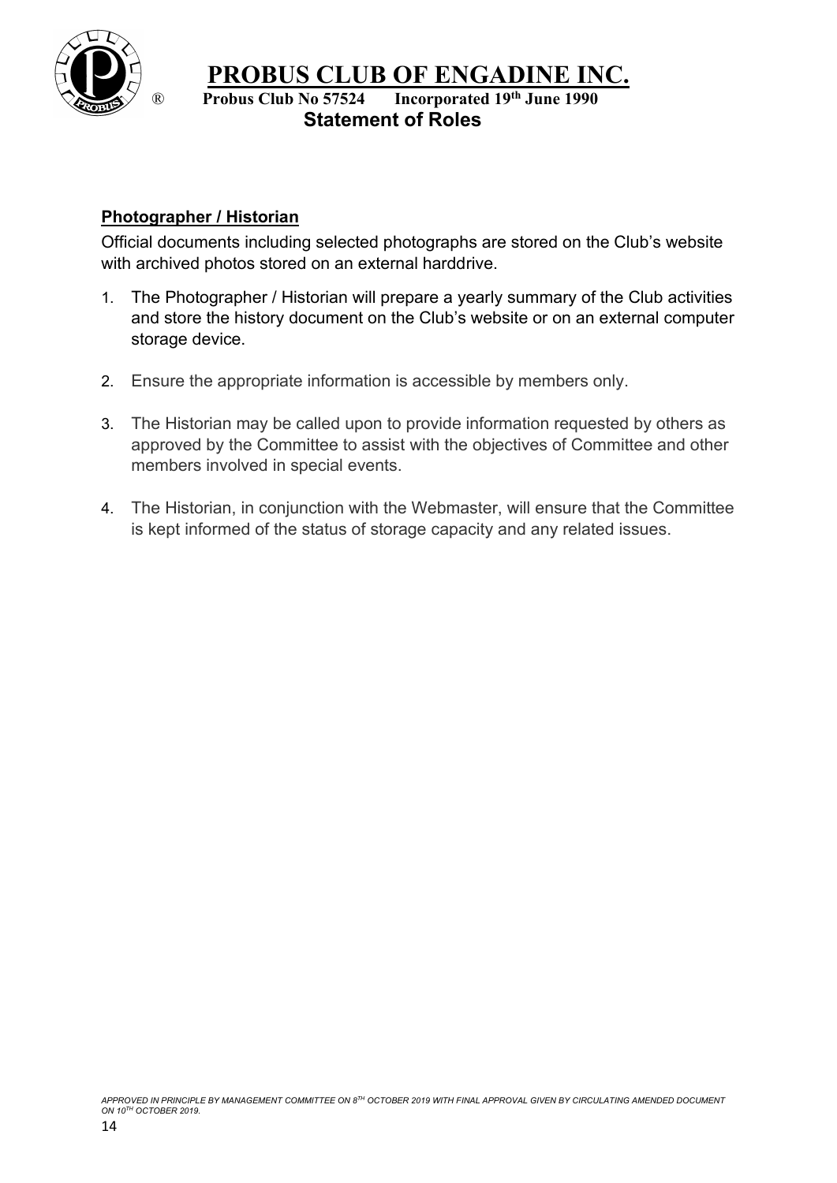# PROBUS CLUB OF ENGADINE INC.

®  **Probus Club No 57524  Incorporated 19th June 1990**

## Statement of Roles

### Photographer / Historian

Official documents including selected photographs are stored on the Club's website with archived photos stored on an external harddrive.

1. The Photographer / Historian will prepare a yearly summary of the Club activities and store the history document on the Club's website or on an external computer storage device.
2. Ensure the appropriate information is accessible by members only.
3. The Historian may be called upon to provide information requested by others as approved by the Committee to assist with the objectives of Committee and other members involved in special events.
4. The Historian, in conjunction with the Webmaster, will ensure that the Committee is kept informed of the status of storage capacity and any related issues.

*APPROVED IN PRINCIPLE BY MANAGEMENT COMMITTEE ON 8TH OCTOBER 2019 WITH FINAL APPROVAL GIVEN BY CIRCULATING AMENDED DOCUMENT ON 10TH OCTOBER 2019.*